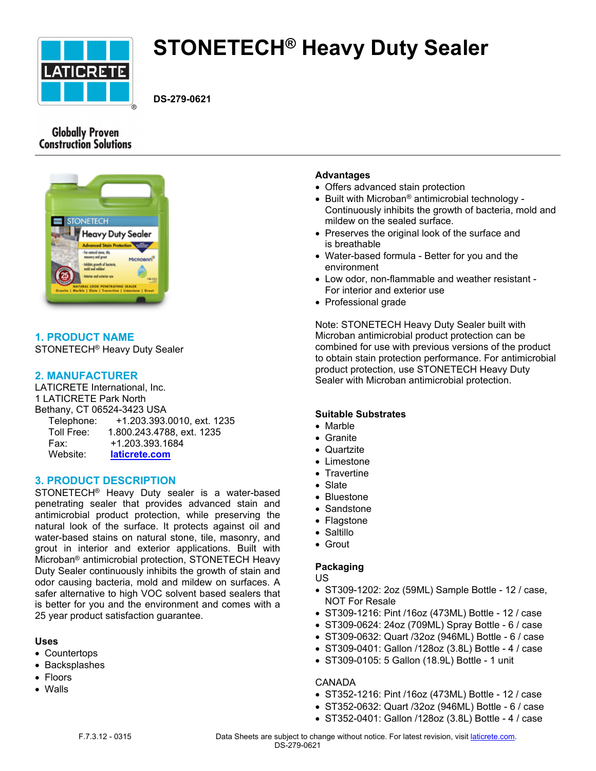# STONETECH® Heavy Duty Sealer

**DS-279-0621**

Globally Proven Construction Solutions

## 1. PRODUCT NAME

STONETECH® Heavy Duty Sealer

## 2. MANUFACTURER

LATICRETE International, Inc.
1 LATICRETE Park North
Bethany, CT 06524-3423 USA

Telephone: +1.203.393.0010, ext. 1235
Toll Free: 1.800.243.4788, ext. 1235
Fax: +1.203.393.1684
Website: laticrete.com

## 3. PRODUCT DESCRIPTION

STONETECH® Heavy Duty sealer is a water-based penetrating sealer that provides advanced stain and antimicrobial product protection, while preserving the natural look of the surface. It protects against oil and water-based stains on natural stone, tile, masonry, and grout in interior and exterior applications. Built with Microban® antimicrobial protection, STONETECH Heavy Duty Sealer continuously inhibits the growth of stain and odor causing bacteria, mold and mildew on surfaces. A safer alternative to high VOC solvent based sealers that is better for you and the environment and comes with a 25 year product satisfaction guarantee.

**Uses**

- Countertops
- Backsplashes
- Floors
- Walls

**Advantages**

- Offers advanced stain protection
- Built with Microban® antimicrobial technology - Continuously inhibits the growth of bacteria, mold and mildew on the sealed surface.
- Preserves the original look of the surface and is breathable
- Water-based formula - Better for you and the environment
- Low odor, non-flammable and weather resistant - For interior and exterior use
- Professional grade

Note: STONETECH Heavy Duty Sealer built with Microban antimicrobial product protection can be combined for use with previous versions of the product to obtain stain protection performance. For antimicrobial product protection, use STONETECH Heavy Duty Sealer with Microban antimicrobial protection.

**Suitable Substrates**

- Marble
- Granite
- Quartzite
- Limestone
- Travertine
- Slate
- Bluestone
- Sandstone
- Flagstone
- Saltillo
- Grout

**Packaging**

US

- ST309-1202: 2oz (59ML) Sample Bottle - 12 / case, NOT For Resale
- ST309-1216: Pint /16oz (473ML) Bottle - 12 / case
- ST309-0624: 24oz (709ML) Spray Bottle - 6 / case
- ST309-0632: Quart /32oz (946ML) Bottle - 6 / case
- ST309-0401: Gallon /128oz (3.8L) Bottle - 4 / case
- ST309-0105: 5 Gallon (18.9L) Bottle - 1 unit

CANADA

- ST352-1216: Pint /16oz (473ML) Bottle - 12 / case
- ST352-0632: Quart /32oz (946ML) Bottle - 6 / case
- ST352-0401: Gallon /128oz (3.8L) Bottle - 4 / case

F.7.3.12 - 0315

Data Sheets are subject to change without notice. For latest revision, visit laticrete.com.
DS-279-0621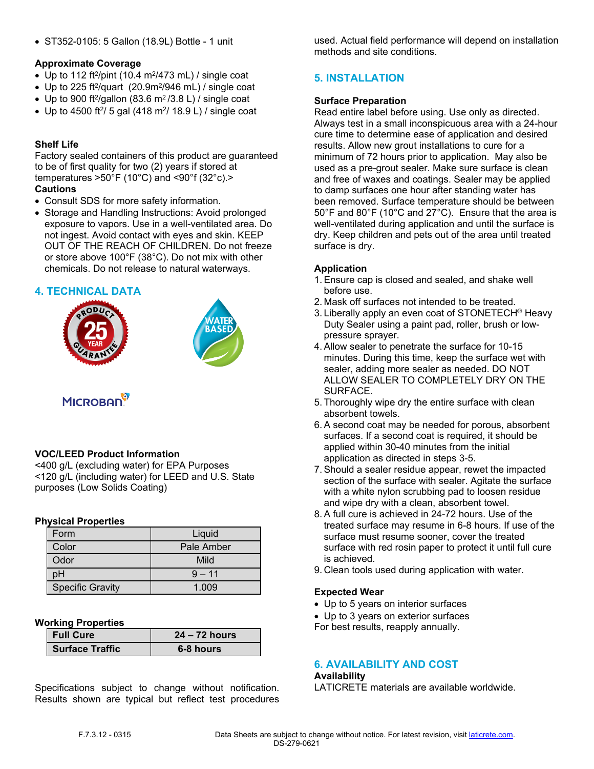- ST352-0105: 5 Gallon (18.9L) Bottle - 1 unit

**Approximate Coverage**

- Up to 112 ft$^2$/pint (10.4 m$^2$/473 mL) / single coat
- Up to 225 ft$^2$/quart (20.9m$^2$/946 mL) / single coat
- Up to 900 ft$^2$/gallon (83.6 m$^2$ /3.8 L) / single coat
- Up to 4500 ft$^2$/ 5 gal (418 m$^2$/ 18.9 L) / single coat

**Shelf Life**

Factory sealed containers of this product are guaranteed to be of first quality for two (2) years if stored at temperatures >50°F (10°C) and <90°f (32°c).>

**Cautions**

- Consult SDS for more safety information.
- Storage and Handling Instructions: Avoid prolonged exposure to vapors. Use in a well-ventilated area. Do not ingest. Avoid contact with eyes and skin. KEEP OUT OF THE REACH OF CHILDREN. Do not freeze or store above 100°F (38°C). Do not mix with other chemicals. Do not release to natural waterways.

## 4. TECHNICAL DATA

**VOC/LEED Product Information**

<400 g/L (excluding water) for EPA Purposes
<120 g/L (including water) for LEED and U.S. State purposes (Low Solids Coating)

**Physical Properties**

| Form | Liquid |
|---|---|
| Color | Pale Amber |
| Odor | Mild |
| pH | 9 – 11 |
| Specific Gravity | 1.009 |

**Working Properties**

| **Full Cure** | **24 – 72 hours** |
|---|---|
| **Surface Traffic** | **6-8 hours** |

Specifications subject to change without notification. Results shown are typical but reflect test procedures used. Actual field performance will depend on installation methods and site conditions.

## 5. INSTALLATION

**Surface Preparation**

Read entire label before using. Use only as directed. Always test in a small inconspicuous area with a 24-hour cure time to determine ease of application and desired results. Allow new grout installations to cure for a minimum of 72 hours prior to application. May also be used as a pre-grout sealer. Make sure surface is clean and free of waxes and coatings. Sealer may be applied to damp surfaces one hour after standing water has been removed. Surface temperature should be between 50°F and 80°F (10°C and 27°C). Ensure that the area is well-ventilated during application and until the surface is dry. Keep children and pets out of the area until treated surface is dry.

**Application**

1. Ensure cap is closed and sealed, and shake well before use.
2. Mask off surfaces not intended to be treated.
3. Liberally apply an even coat of STONETECH® Heavy Duty Sealer using a paint pad, roller, brush or low-pressure sprayer.
4. Allow sealer to penetrate the surface for 10-15 minutes. During this time, keep the surface wet with sealer, adding more sealer as needed. DO NOT ALLOW SEALER TO COMPLETELY DRY ON THE SURFACE.
5. Thoroughly wipe dry the entire surface with clean absorbent towels.
6. A second coat may be needed for porous, absorbent surfaces. If a second coat is required, it should be applied within 30-40 minutes from the initial application as directed in steps 3-5.
7. Should a sealer residue appear, rewet the impacted section of the surface with sealer. Agitate the surface with a white nylon scrubbing pad to loosen residue and wipe dry with a clean, absorbent towel.
8. A full cure is achieved in 24-72 hours. Use of the treated surface may resume in 6-8 hours. If use of the surface must resume sooner, cover the treated surface with red rosin paper to protect it until full cure is achieved.
9. Clean tools used during application with water.

**Expected Wear**

- Up to 5 years on interior surfaces
- Up to 3 years on exterior surfaces

For best results, reapply annually.

## 6. AVAILABILITY AND COST

**Availability**

LATICRETE materials are available worldwide.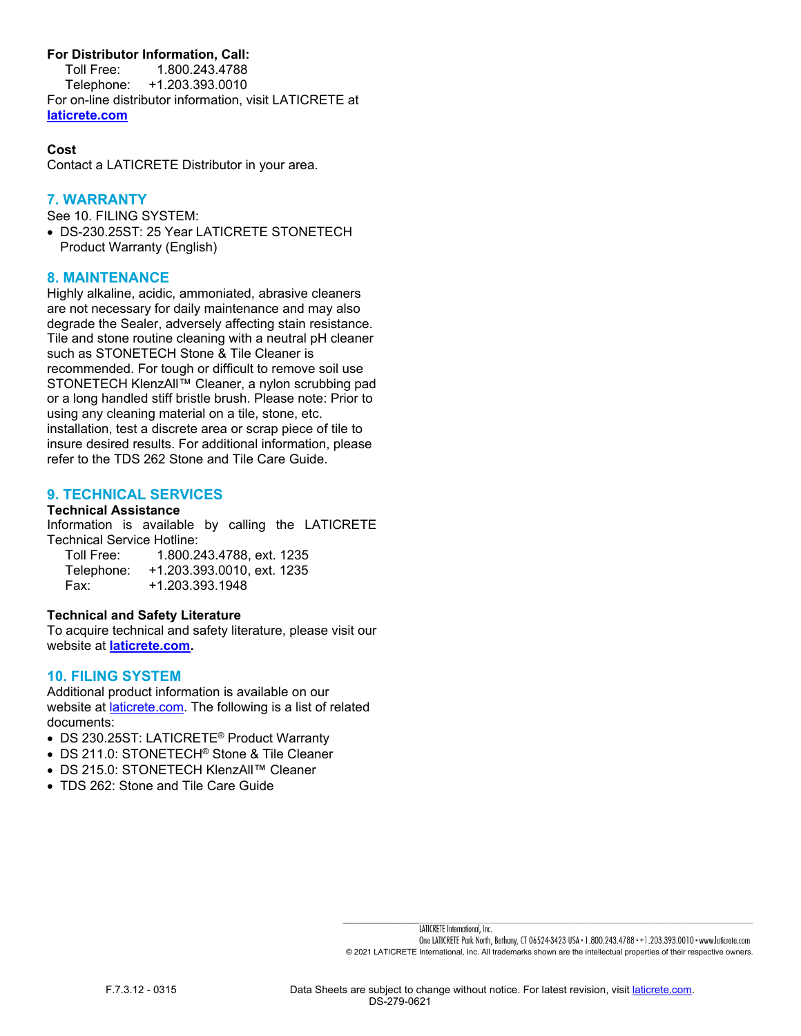**For Distributor Information, Call:**

Toll Free: 1.800.243.4788
Telephone: +1.203.393.0010

For on-line distributor information, visit LATICRETE at **laticrete.com**

**Cost**

Contact a LATICRETE Distributor in your area.

## 7. WARRANTY

See 10. FILING SYSTEM:

- DS-230.25ST: 25 Year LATICRETE STONETECH Product Warranty (English)

## 8. MAINTENANCE

Highly alkaline, acidic, ammoniated, abrasive cleaners are not necessary for daily maintenance and may also degrade the Sealer, adversely affecting stain resistance. Tile and stone routine cleaning with a neutral pH cleaner such as STONETECH Stone & Tile Cleaner is recommended. For tough or difficult to remove soil use STONETECH KlenzAll™ Cleaner, a nylon scrubbing pad or a long handled stiff bristle brush. Please note: Prior to using any cleaning material on a tile, stone, etc. installation, test a discrete area or scrap piece of tile to insure desired results. For additional information, please refer to the TDS 262 Stone and Tile Care Guide.

## 9. TECHNICAL SERVICES

**Technical Assistance**

Information is available by calling the LATICRETE Technical Service Hotline:

Toll Free: 1.800.243.4788, ext. 1235
Telephone: +1.203.393.0010, ext. 1235
Fax: +1.203.393.1948

**Technical and Safety Literature**

To acquire technical and safety literature, please visit our website at **laticrete.com.**

## 10. FILING SYSTEM

Additional product information is available on our website at laticrete.com. The following is a list of related documents:

- DS 230.25ST: LATICRETE® Product Warranty
- DS 211.0: STONETECH® Stone & Tile Cleaner
- DS 215.0: STONETECH KlenzAll™ Cleaner
- TDS 262: Stone and Tile Care Guide

LATICRETE International, Inc.
One LATICRETE Park North, Bethany, CT 06524-3423 USA • 1.800.243.4788 • +1.203.393.0010 • www.laticrete.com
© 2021 LATICRETE International, Inc. All trademarks shown are the intellectual properties of their respective owners.

F.7.3.12 - 0315

Data Sheets are subject to change without notice. For latest revision, visit laticrete.com.
DS-279-0621